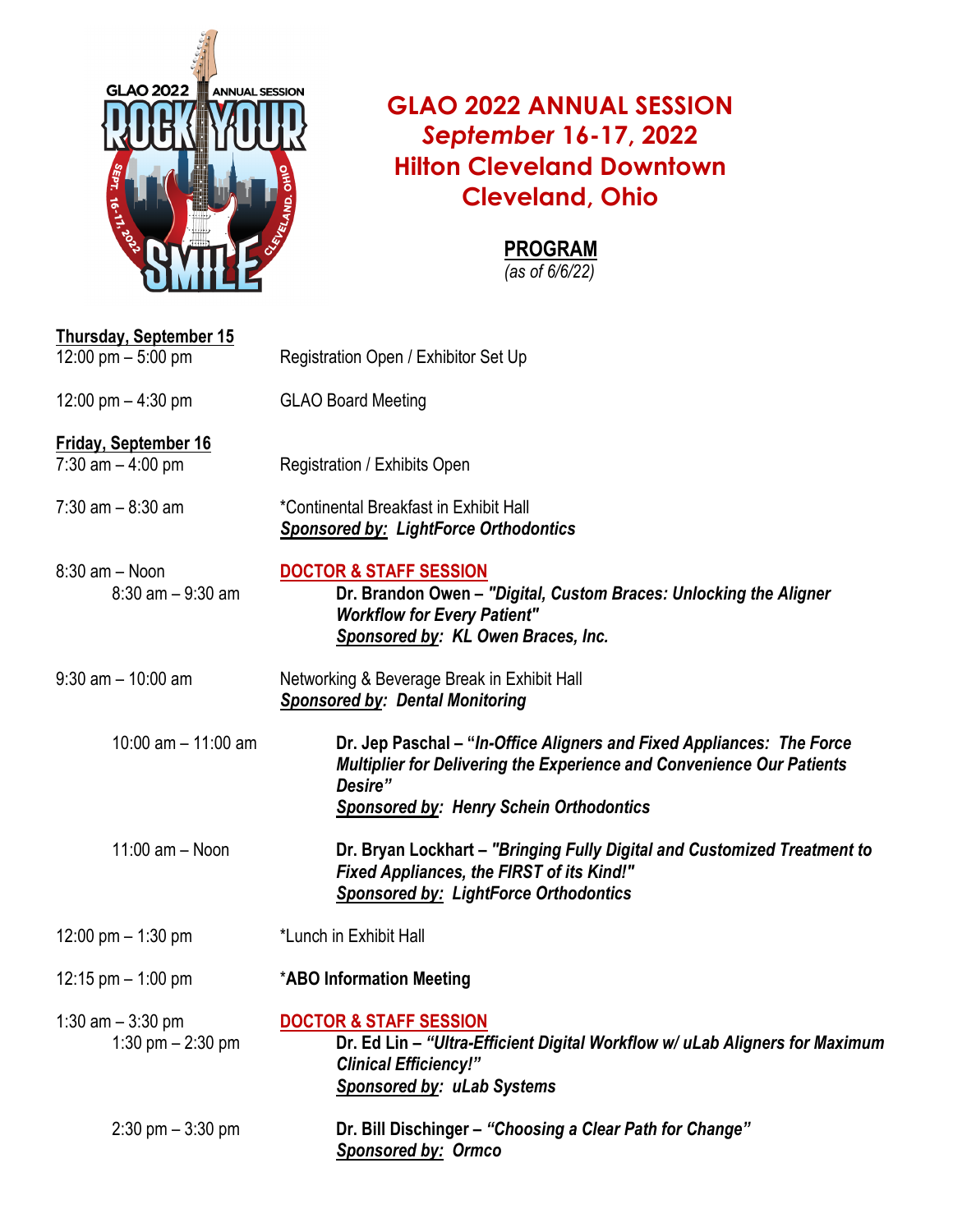# GLAO 2022 ANNUAL SESSION
## *September* 16-17, 2022
## Hilton Cleveland Downtown
## Cleveland, Ohio

**PROGRAM**
*(as of 6/6/22)*

**Thursday, September 15**

12:00 pm – 5:00 pm — Registration Open / Exhibitor Set Up

12:00 pm – 4:30 pm — GLAO Board Meeting

**Friday, September 16**

7:30 am – 4:00 pm — Registration / Exhibits Open

7:30 am – 8:30 am — *Continental Breakfast in Exhibit Hall
***Sponsored by:* LightForce Orthodontics**

8:30 am – Noon — **DOCTOR & STAFF SESSION**

- 8:30 am – 9:30 am — **Dr. Brandon Owen – *"Digital, Custom Braces: Unlocking the Aligner Workflow for Every Patient"***
  ***Sponsored by:* KL Owen Braces, Inc.**

9:30 am – 10:00 am — Networking & Beverage Break in Exhibit Hall
***Sponsored by:* Dental Monitoring**

- 10:00 am – 11:00 am — **Dr. Jep Paschal – *"In-Office Aligners and Fixed Appliances: The Force Multiplier for Delivering the Experience and Convenience Our Patients Desire"***
  ***Sponsored by:* Henry Schein Orthodontics**

- 11:00 am – Noon — **Dr. Bryan Lockhart – *"Bringing Fully Digital and Customized Treatment to Fixed Appliances, the FIRST of its Kind!"***
  ***Sponsored by:* LightForce Orthodontics**

12:00 pm – 1:30 pm — *Lunch in Exhibit Hall

12:15 pm – 1:00 pm — ***ABO Information Meeting**

1:30 am – 3:30 pm — **DOCTOR & STAFF SESSION**

- 1:30 pm – 2:30 pm — **Dr. Ed Lin – *"Ultra-Efficient Digital Workflow w/ uLab Aligners for Maximum Clinical Efficiency!"***
  ***Sponsored by:* uLab Systems**

- 2:30 pm – 3:30 pm — **Dr. Bill Dischinger – *"Choosing a Clear Path for Change"***
  ***Sponsored by:* Ormco**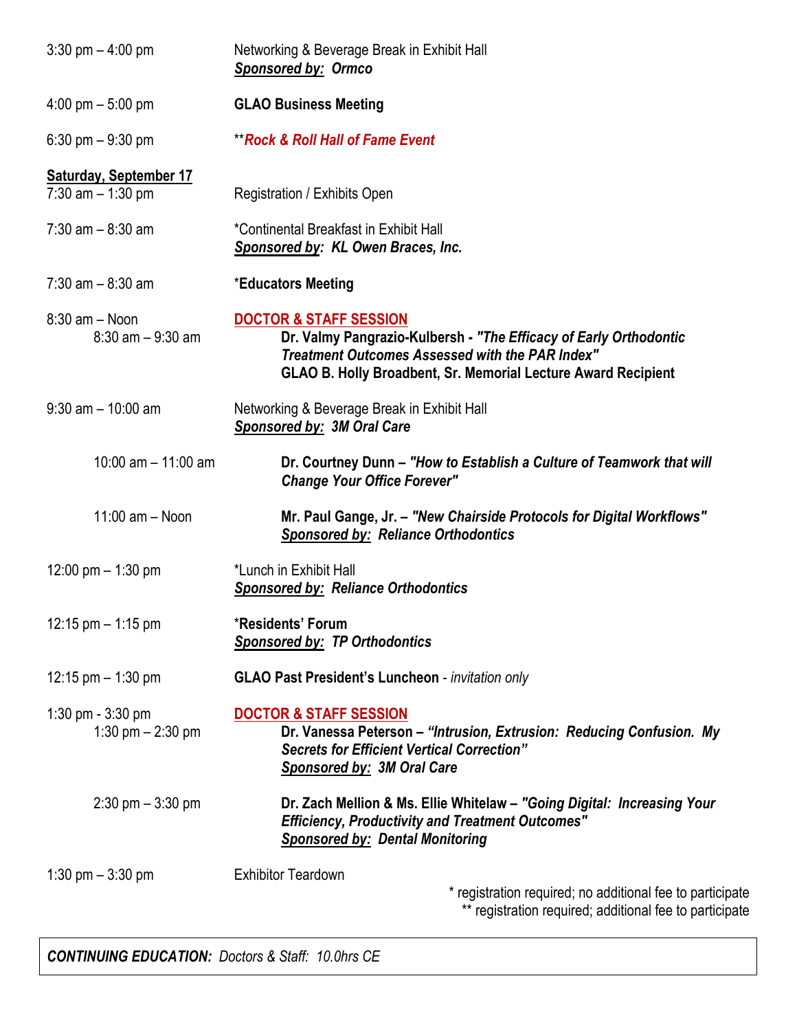3:30 pm – 4:00 pm — Networking & Beverage Break in Exhibit Hall
***Sponsored by:* Ormco**

4:00 pm – 5:00 pm — **GLAO Business Meeting**

6:30 pm – 9:30 pm — ****Rock & Roll Hall of Fame Event***

**Saturday, September 17**

7:30 am – 1:30 pm — Registration / Exhibits Open

7:30 am – 8:30 am — *Continental Breakfast in Exhibit Hall
***Sponsored by:* KL Owen Braces, Inc.**

7:30 am – 8:30 am — ***Educators Meeting**

8:30 am – Noon — **DOCTOR & STAFF SESSION**

8:30 am – 9:30 am — **Dr. Valmy Pangrazio-Kulbersh - *"The Efficacy of Early Orthodontic Treatment Outcomes Assessed with the PAR Index"***
**GLAO B. Holly Broadbent, Sr. Memorial Lecture Award Recipient**

9:30 am – 10:00 am — Networking & Beverage Break in Exhibit Hall
***Sponsored by:* 3M Oral Care**

10:00 am – 11:00 am — **Dr. Courtney Dunn – *"How to Establish a Culture of Teamwork that will Change Your Office Forever"***

11:00 am – Noon — **Mr. Paul Gange, Jr. – *"New Chairside Protocols for Digital Workflows"***
***Sponsored by:* Reliance Orthodontics**

12:00 pm – 1:30 pm — *Lunch in Exhibit Hall
***Sponsored by:* Reliance Orthodontics**

12:15 pm – 1:15 pm — ***Residents' Forum**
***Sponsored by:* TP Orthodontics**

12:15 pm – 1:30 pm — **GLAO Past President's Luncheon** - *invitation only*

1:30 pm - 3:30 pm — **DOCTOR & STAFF SESSION**

1:30 pm – 2:30 pm — **Dr. Vanessa Peterson – *"Intrusion, Extrusion: Reducing Confusion. My Secrets for Efficient Vertical Correction"***
***Sponsored by:* 3M Oral Care**

2:30 pm – 3:30 pm — **Dr. Zach Mellion & Ms. Ellie Whitelaw – *"Going Digital: Increasing Your Efficiency, Productivity and Treatment Outcomes"***
***Sponsored by:* Dental Monitoring**

1:30 pm – 3:30 pm — Exhibitor Teardown

\* registration required; no additional fee to participate
\*\* registration required; additional fee to participate

***CONTINUING EDUCATION:*** *Doctors & Staff: 10.0hrs CE*